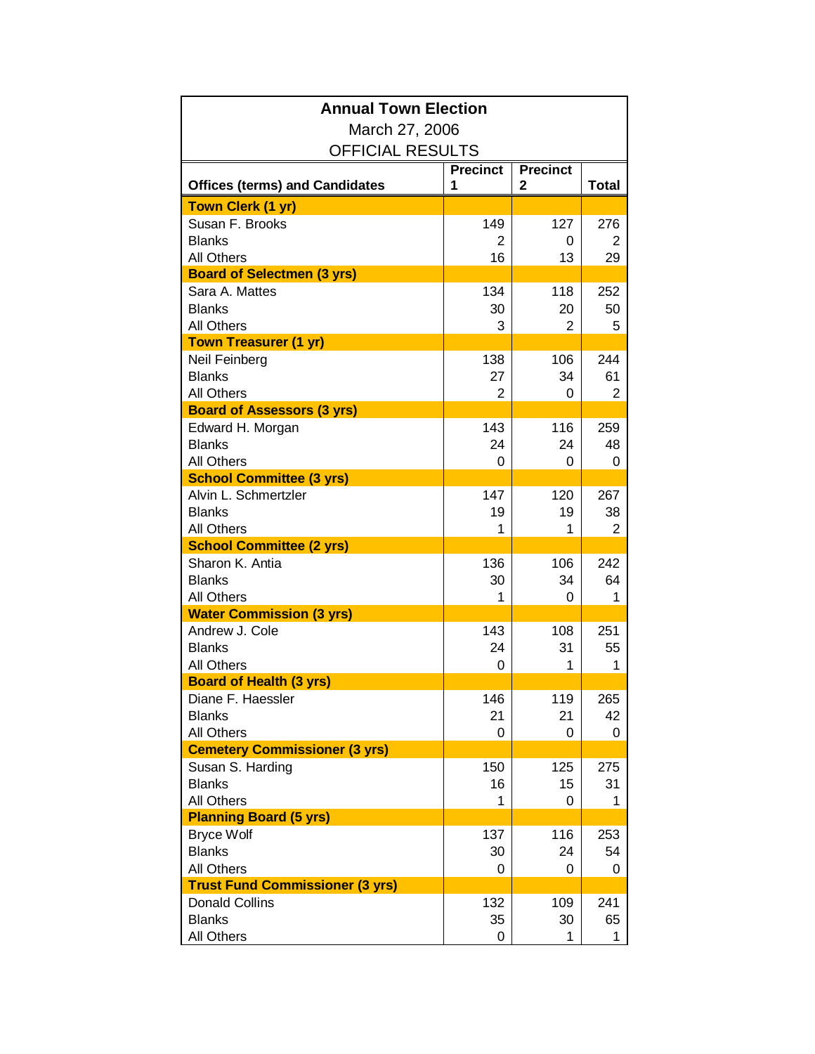# Annual Town Election

March 27, 2006

OFFICIAL RESULTS

| Offices (terms) and Candidates | Precinct 1 | Precinct 2 | Total |
|---|---|---|---|
| **Town Clerk (1 yr)** | | | |
| Susan F. Brooks | 149 | 127 | 276 |
| Blanks | 2 | 0 | 2 |
| All Others | 16 | 13 | 29 |
| **Board of Selectmen (3 yrs)** | | | |
| Sara A. Mattes | 134 | 118 | 252 |
| Blanks | 30 | 20 | 50 |
| All Others | 3 | 2 | 5 |
| **Town Treasurer (1 yr)** | | | |
| Neil Feinberg | 138 | 106 | 244 |
| Blanks | 27 | 34 | 61 |
| All Others | 2 | 0 | 2 |
| **Board of Assessors (3 yrs)** | | | |
| Edward H. Morgan | 143 | 116 | 259 |
| Blanks | 24 | 24 | 48 |
| All Others | 0 | 0 | 0 |
| **School Committee (3 yrs)** | | | |
| Alvin L. Schmertzler | 147 | 120 | 267 |
| Blanks | 19 | 19 | 38 |
| All Others | 1 | 1 | 2 |
| **School Committee (2 yrs)** | | | |
| Sharon K. Antia | 136 | 106 | 242 |
| Blanks | 30 | 34 | 64 |
| All Others | 1 | 0 | 1 |
| **Water Commission (3 yrs)** | | | |
| Andrew J. Cole | 143 | 108 | 251 |
| Blanks | 24 | 31 | 55 |
| All Others | 0 | 1 | 1 |
| **Board of Health (3 yrs)** | | | |
| Diane F. Haessler | 146 | 119 | 265 |
| Blanks | 21 | 21 | 42 |
| All Others | 0 | 0 | 0 |
| **Cemetery Commissioner (3 yrs)** | | | |
| Susan S. Harding | 150 | 125 | 275 |
| Blanks | 16 | 15 | 31 |
| All Others | 1 | 0 | 1 |
| **Planning Board (5 yrs)** | | | |
| Bryce Wolf | 137 | 116 | 253 |
| Blanks | 30 | 24 | 54 |
| All Others | 0 | 0 | 0 |
| **Trust Fund Commissioner (3 yrs)** | | | |
| Donald Collins | 132 | 109 | 241 |
| Blanks | 35 | 30 | 65 |
| All Others | 0 | 1 | 1 |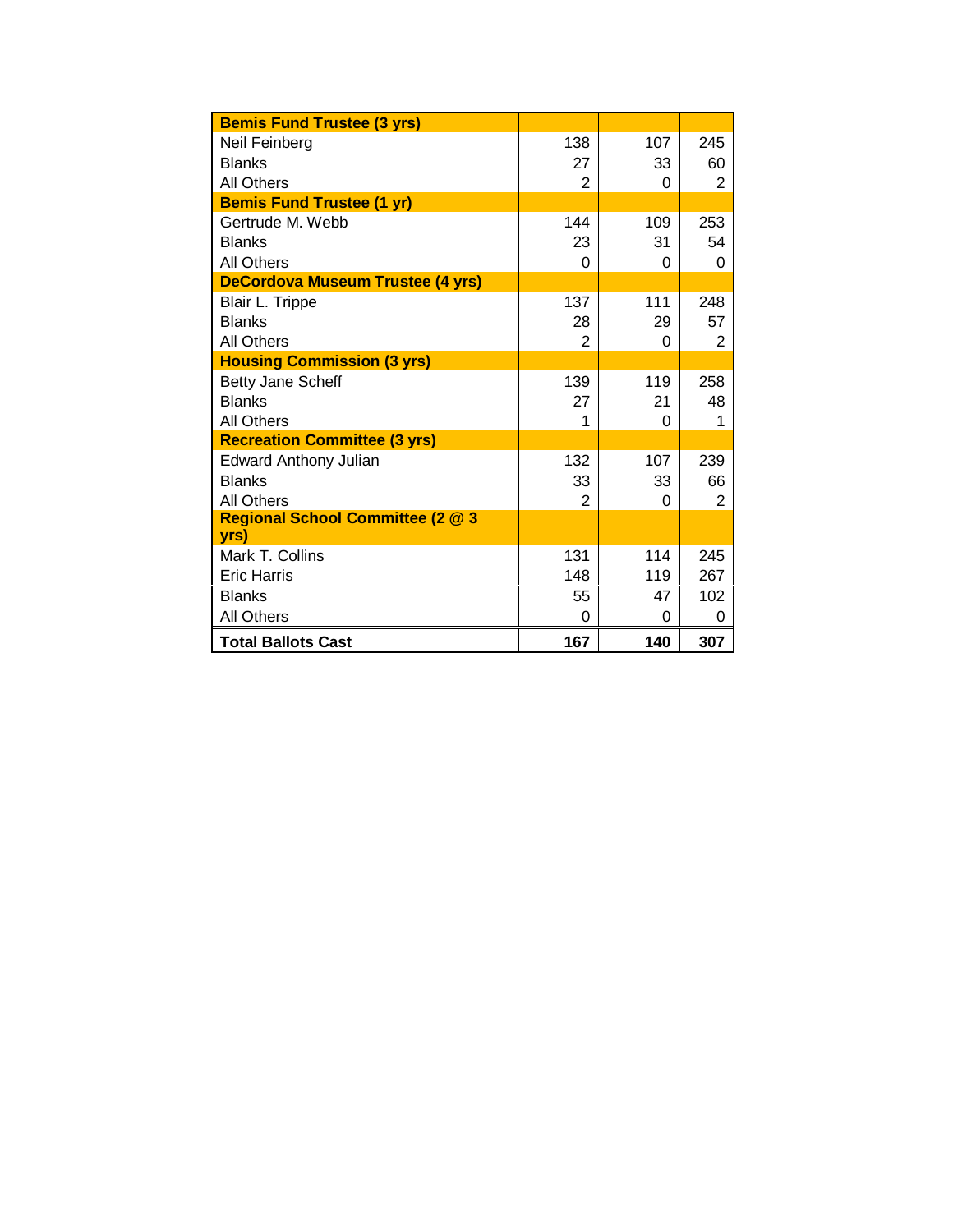| | | | |
|---|---|---|---|
| **Bemis Fund Trustee (3 yrs)** | | | |
| Neil Feinberg | 138 | 107 | 245 |
| Blanks | 27 | 33 | 60 |
| All Others | 2 | 0 | 2 |
| **Bemis Fund Trustee (1 yr)** | | | |
| Gertrude M. Webb | 144 | 109 | 253 |
| Blanks | 23 | 31 | 54 |
| All Others | 0 | 0 | 0 |
| **DeCordova Museum Trustee (4 yrs)** | | | |
| Blair L. Trippe | 137 | 111 | 248 |
| Blanks | 28 | 29 | 57 |
| All Others | 2 | 0 | 2 |
| **Housing Commission (3 yrs)** | | | |
| Betty Jane Scheff | 139 | 119 | 258 |
| Blanks | 27 | 21 | 48 |
| All Others | 1 | 0 | 1 |
| **Recreation Committee (3 yrs)** | | | |
| Edward Anthony Julian | 132 | 107 | 239 |
| Blanks | 33 | 33 | 66 |
| All Others | 2 | 0 | 2 |
| **Regional School Committee (2 @ 3 yrs)** | | | |
| Mark T. Collins | 131 | 114 | 245 |
| Eric Harris | 148 | 119 | 267 |
| Blanks | 55 | 47 | 102 |
| All Others | 0 | 0 | 0 |
| **Total Ballots Cast** | **167** | **140** | **307** |